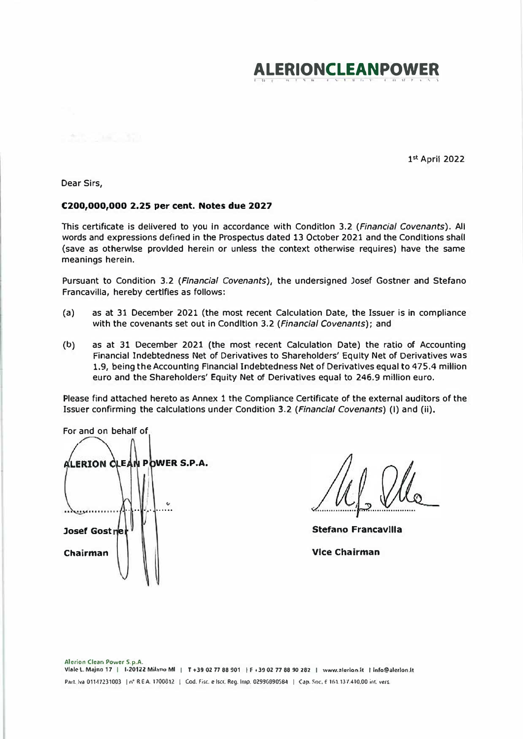**ALERIONCLEANPOWER**

1st April 2022

Dear Sirs,

**€200,000,000 2.25 per cent. Notes due 2027**

This certificate is delivered to you in accordance with Condition 3.2 (*Financial Covenants*). All words and expressions defined in the Prospectus dated 13 October 2021 and the Conditions shall (save as otherwise provided herein or unless the context otherwise requires) have the same meanings herein.

Pursuant to Condition 3.2 (*Financial Covenants*), the undersigned Josef Gostner and Stefano Francavilla, hereby certifies as follows:

(a) as at 31 December 2021 (the most recent Calculation Date, the Issuer is in compliance with the covenants set out in Condition 3.2 (*Financial Covenants*); and

(b) as at 31 December 2021 (the most recent Calculation Date) the ratio of Accounting Financial Indebtedness Net of Derivatives to Shareholders' Equity Net of Derivatives was 1.9, being the Accounting Financial Indebtedness Net of Derivatives equal to 475.4 million euro and the Shareholders' Equity Net of Derivatives equal to 246.9 million euro.

Please find attached hereto as Annex 1 the Compliance Certificate of the external auditors of the Issuer confirming the calculations under Condition 3.2 (*Financial Covenants*) (i) and (ii).

For and on behalf of

**ALERION CLEAN POWER S.P.A.**

**Josef Gostner**

**Chairman**

**Stefano Francavilla**

**Vice Chairman**

Alerion Clean Power S.p.A.
Viale L. Majno 17 | I-20122 Milano MI | T +39 02 77 88 901 | F +39 02 77 88 90 282 | www.alerion.it | info@alerion.it
Part. Iva 01147231003 | n° R.E.A. 1700812 | Cod. Fisc. e Iscr. Reg. Imp. 02996890584 | Cap. Soc. € 161.137.410,00 int. vers.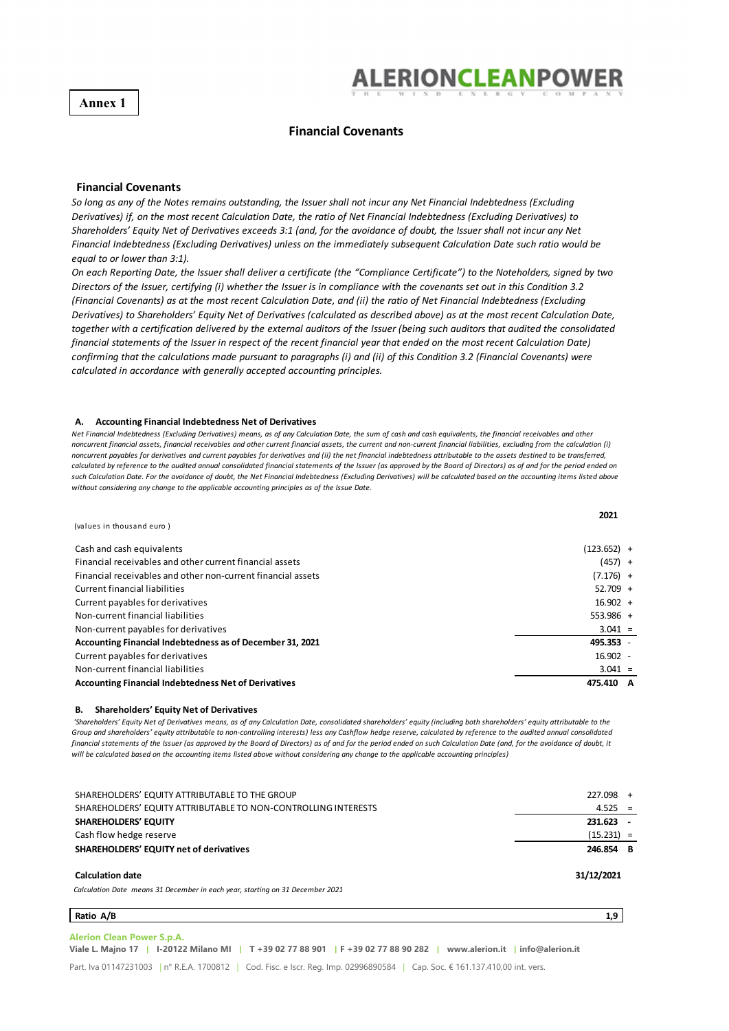**Annex 1**

ALERIONCLEANPOWER
THE WIND ENERGY COMPANY

## Financial Covenants

### Financial Covenants

*So long as any of the Notes remains outstanding, the Issuer shall not incur any Net Financial Indebtedness (Excluding Derivatives) if, on the most recent Calculation Date, the ratio of Net Financial Indebtedness (Excluding Derivatives) to Shareholders' Equity Net of Derivatives exceeds 3:1 (and, for the avoidance of doubt, the Issuer shall not incur any Net Financial Indebtedness (Excluding Derivatives) unless on the immediately subsequent Calculation Date such ratio would be equal to or lower than 3:1).*

*On each Reporting Date, the Issuer shall deliver a certificate (the "Compliance Certificate") to the Noteholders, signed by two Directors of the Issuer, certifying (i) whether the Issuer is in compliance with the covenants set out in this Condition 3.2 (Financial Covenants) as at the most recent Calculation Date, and (ii) the ratio of Net Financial Indebtedness (Excluding Derivatives) to Shareholders' Equity Net of Derivatives (calculated as described above) as at the most recent Calculation Date, together with a certification delivered by the external auditors of the Issuer (being such auditors that audited the consolidated financial statements of the Issuer in respect of the recent financial year that ended on the most recent Calculation Date) confirming that the calculations made pursuant to paragraphs (i) and (ii) of this Condition 3.2 (Financial Covenants) were calculated in accordance with generally accepted accounting principles.*

#### A. Accounting Financial Indebtedness Net of Derivatives

*Net Financial Indebtedness (Excluding Derivatives) means, as of any Calculation Date, the sum of cash and cash equivalents, the financial receivables and other noncurrent financial assets, financial receivables and other current financial assets, the current and non-current financial liabilities, excluding from the calculation (i) noncurrent payables for derivatives and current payables for derivatives and (ii) the net financial indebtedness attributable to the assets destined to be transferred, calculated by reference to the audited annual consolidated financial statements of the Issuer (as approved by the Board of Directors) as of and for the period ended on such Calculation Date. For the avoidance of doubt, the Net Financial Indebtedness (Excluding Derivatives) will be calculated based on the accounting items listed above without considering any change to the applicable accounting principles as of the Issue Date.*

| (values in thousand euro) | 2021 | |
|---|---|---|
| Cash and cash equivalents | (123.652) | + |
| Financial receivables and other current financial assets | (457) | + |
| Financial receivables and other non-current financial assets | (7.176) | + |
| Current financial liabilities | 52.709 | + |
| Current payables for derivatives | 16.902 | + |
| Non-current financial liabilities | 553.986 | + |
| Non-current payables for derivatives | 3.041 | = |
| **Accounting Financial Indebtedness as of December 31, 2021** | **495.353** | - |
| Current payables for derivatives | 16.902 | - |
| Non-current financial liabilities | 3.041 | = |
| **Accounting Financial Indebtedness Net of Derivatives** | **475.410** | **A** |

#### B. Shareholders' Equity Net of Derivatives

*'Shareholders' Equity Net of Derivatives means, as of any Calculation Date, consolidated shareholders' equity (including both shareholders' equity attributable to the Group and shareholders' equity attributable to non-controlling interests) less any Cashflow hedge reserve, calculated by reference to the audited annual consolidated financial statements of the Issuer (as approved by the Board of Directors) as of and for the period ended on such Calculation Date (and, for the avoidance of doubt, it will be calculated based on the accounting items listed above without considering any change to the applicable accounting principles)*

| | | |
|---|---|---|
| SHAREHOLDERS' EQUITY ATTRIBUTABLE TO THE GROUP | 227.098 | + |
| SHAREHOLDERS' EQUITY ATTRIBUTABLE TO NON-CONTROLLING INTERESTS | 4.525 | = |
| **SHAREHOLDERS' EQUITY** | **231.623** | **-** |
| Cash flow hedge reserve | (15.231) | = |
| **SHAREHOLDERS' EQUITY net of derivatives** | **246.854** | **B** |

**Calculation date** **31/12/2021**

*Calculation Date means 31 December in each year, starting on 31 December 2021*

| **Ratio A/B** | **1,9** |
|---|---|

**Alerion Clean Power S.p.A.**
**Viale L. Majno 17 | I-20122 Milano MI | T +39 02 77 88 901 | F +39 02 77 88 90 282 | www.alerion.it | info@alerion.it**
Part. Iva 01147231003 | n° R.E.A. 1700812 | Cod. Fisc. e Iscr. Reg. Imp. 02996890584 | Cap. Soc. € 161.137.410,00 int. vers.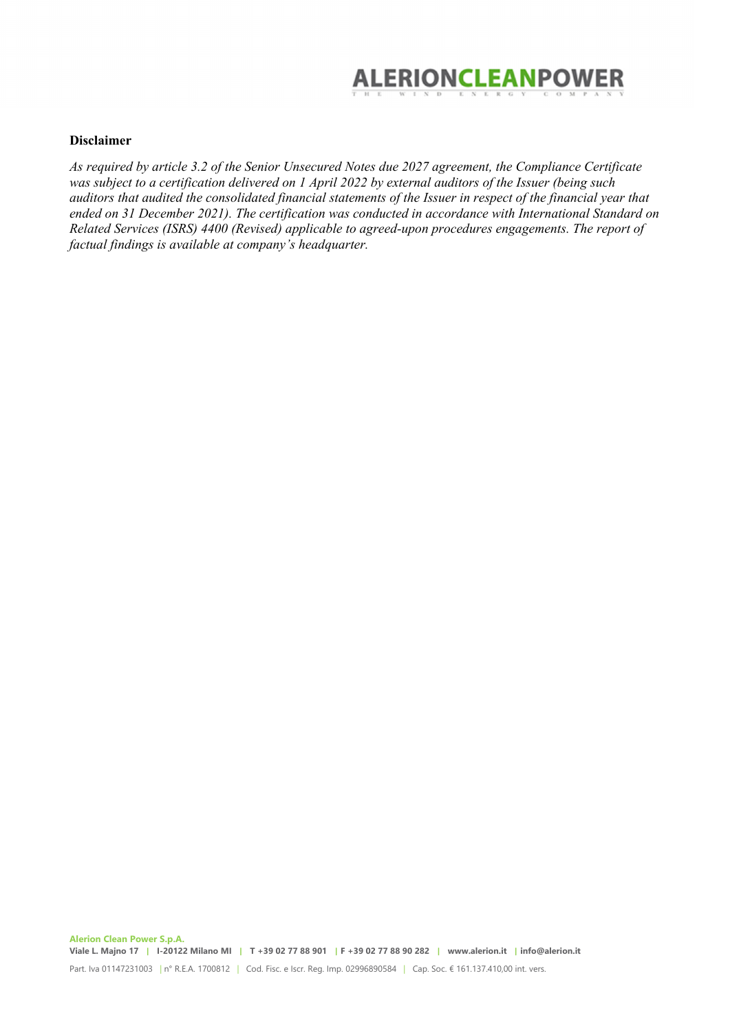**Disclaimer**

*As required by article 3.2 of the Senior Unsecured Notes due 2027 agreement, the Compliance Certificate was subject to a certification delivered on 1 April 2022 by external auditors of the Issuer (being such auditors that audited the consolidated financial statements of the Issuer in respect of the financial year that ended on 31 December 2021). The certification was conducted in accordance with International Standard on Related Services (ISRS) 4400 (Revised) applicable to agreed-upon procedures engagements. The report of factual findings is available at company's headquarter.*